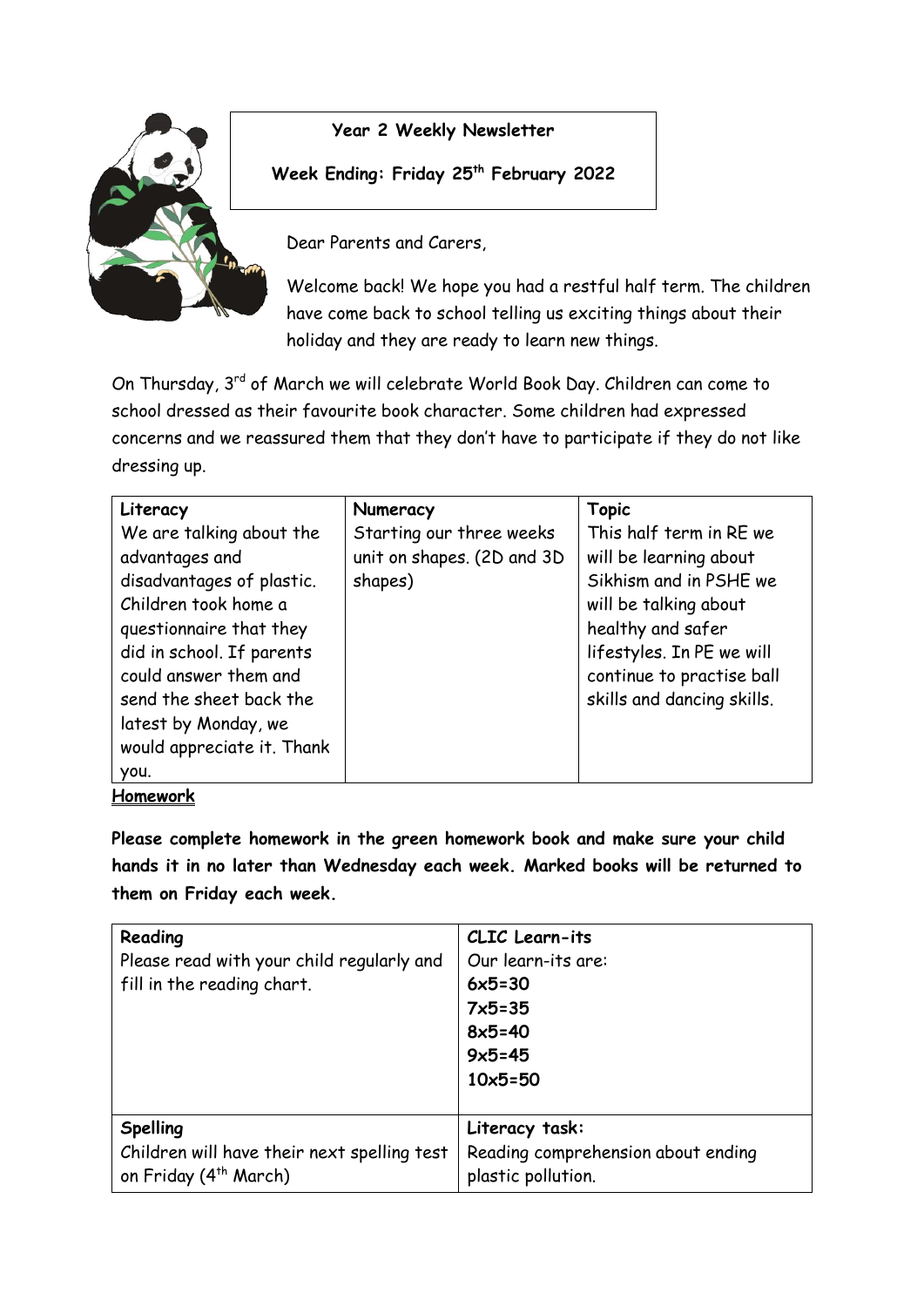**Year 2 Weekly Newsletter**

**Week Ending: Friday 25th February 2022**

Dear Parents and Carers,

Welcome back! We hope you had a restful half term. The children have come back to school telling us exciting things about their holiday and they are ready to learn new things.

On Thursday, 3rd of March we will celebrate World Book Day. Children can come to school dressed as their favourite book character. Some children had expressed concerns and we reassured them that they don't have to participate if they do not like dressing up.

| Literacy | Numeracy | Topic |
| --- | --- | --- |
| We are talking about the advantages and disadvantages of plastic. Children took home a questionnaire that they did in school. If parents could answer them and send the sheet back the latest by Monday, we would appreciate it. Thank you. | Starting our three weeks unit on shapes. (2D and 3D shapes) | This half term in RE we will be learning about Sikhism and in PSHE we will be talking about healthy and safer lifestyles. In PE we will continue to practise ball skills and dancing skills. |

**Homework**

**Please complete homework in the green homework book and make sure your child hands it in no later than Wednesday each week. Marked books will be returned to them on Friday each week.**

| Reading | CLIC Learn-its |
| --- | --- |
| Please read with your child regularly and fill in the reading chart. | Our learn-its are:<br>**6x5=30**<br>**7x5=35**<br>**8x5=40**<br>**9x5=45**<br>**10x5=50** |
| **Spelling**<br>Children will have their next spelling test on Friday (4th March) | **Literacy task:**<br>Reading comprehension about ending plastic pollution. |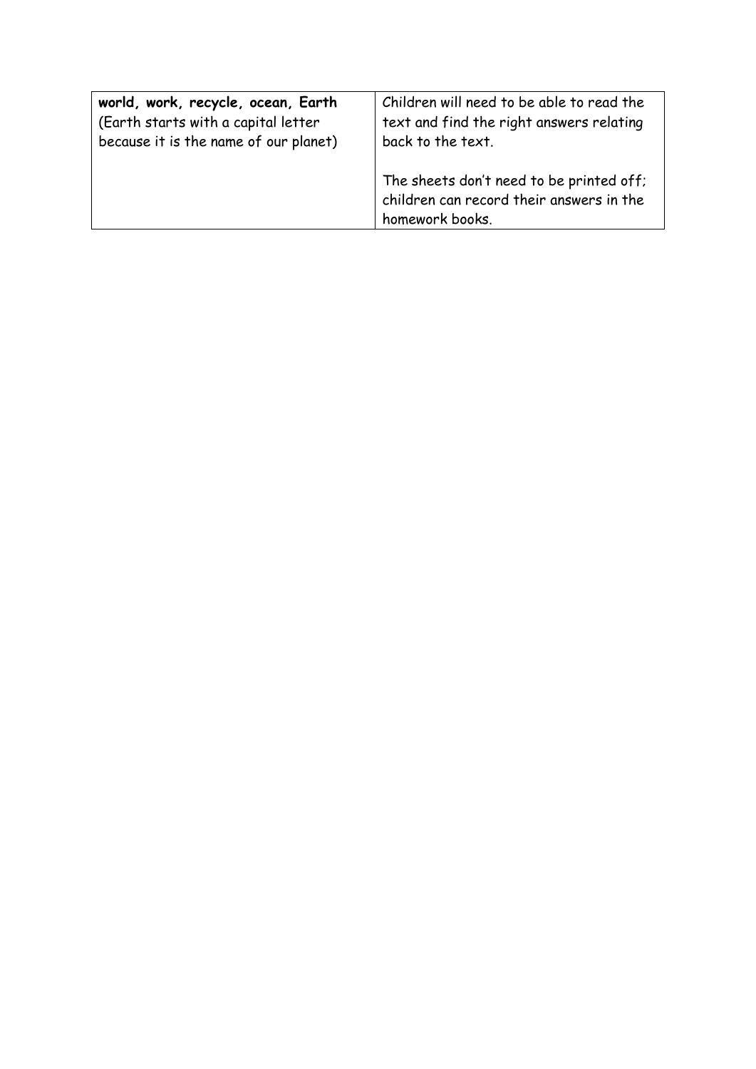| | |
|---|---|
| **world, work, recycle, ocean, Earth** (Earth starts with a capital letter because it is the name of our planet) | Children will need to be able to read the text and find the right answers relating back to the text.<br><br>The sheets don't need to be printed off; children can record their answers in the homework books. |